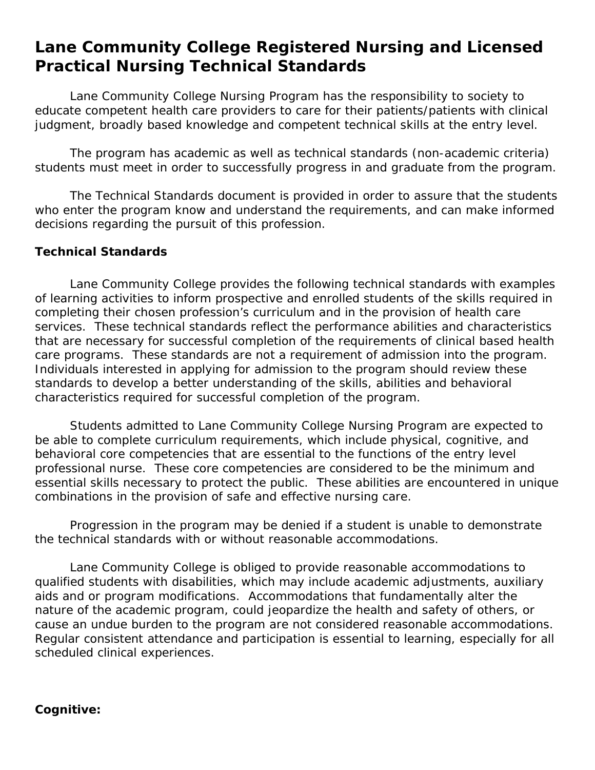# Lane Community College Registered Nursing and Licensed Practical Nursing Technical Standards

Lane Community College Nursing Program has the responsibility to society to educate competent health care providers to care for their patients/patients with clinical judgment, broadly based knowledge and competent technical skills at the entry level.

The program has academic as well as technical standards (non-academic criteria) students must meet in order to successfully progress in and graduate from the program.

The Technical Standards document is provided in order to assure that the students who enter the program know and understand the requirements, and can make informed decisions regarding the pursuit of this profession.

**Technical Standards**

Lane Community College provides the following technical standards with examples of learning activities to inform prospective and enrolled students of the skills required in completing their chosen profession's curriculum and in the provision of health care services. These technical standards reflect the performance abilities and characteristics that are necessary for successful completion of the requirements of clinical based health care programs. These standards are not a requirement of admission into the program. Individuals interested in applying for admission to the program should review these standards to develop a better understanding of the skills, abilities and behavioral characteristics required for successful completion of the program.

Students admitted to Lane Community College Nursing Program are expected to be able to complete curriculum requirements, which include physical, cognitive, and behavioral core competencies that are essential to the functions of the entry level professional nurse. These core competencies are considered to be the minimum and essential skills necessary to protect the public. These abilities are encountered in unique combinations in the provision of safe and effective nursing care.

Progression in the program may be denied if a student is unable to demonstrate the technical standards with or without reasonable accommodations.

Lane Community College is obliged to provide reasonable accommodations to qualified students with disabilities, which may include academic adjustments, auxiliary aids and or program modifications. Accommodations that fundamentally alter the nature of the academic program, could jeopardize the health and safety of others, or cause an undue burden to the program are not considered reasonable accommodations. Regular consistent attendance and participation is essential to learning, especially for all scheduled clinical experiences.

**Cognitive:**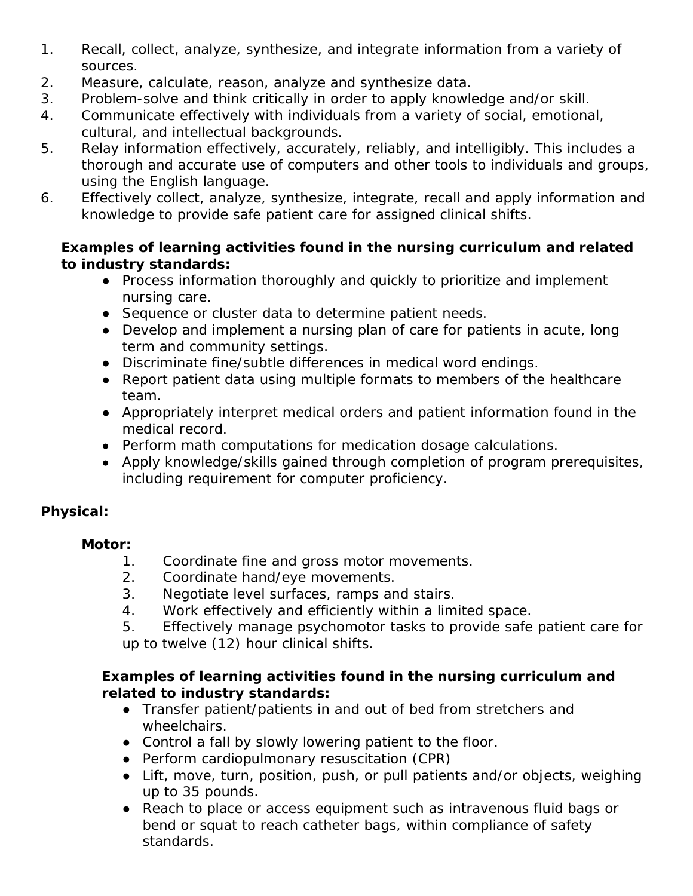1. Recall, collect, analyze, synthesize, and integrate information from a variety of sources.
2. Measure, calculate, reason, analyze and synthesize data.
3. Problem-solve and think critically in order to apply knowledge and/or skill.
4. Communicate effectively with individuals from a variety of social, emotional, cultural, and intellectual backgrounds.
5. Relay information effectively, accurately, reliably, and intelligibly. This includes a thorough and accurate use of computers and other tools to individuals and groups, using the English language.
6. Effectively collect, analyze, synthesize, integrate, recall and apply information and knowledge to provide safe patient care for assigned clinical shifts.

**Examples of learning activities found in the nursing curriculum and related to industry standards:**

- Process information thoroughly and quickly to prioritize and implement nursing care.
- Sequence or cluster data to determine patient needs.
- Develop and implement a nursing plan of care for patients in acute, long term and community settings.
- Discriminate fine/subtle differences in medical word endings.
- Report patient data using multiple formats to members of the healthcare team.
- Appropriately interpret medical orders and patient information found in the medical record.
- Perform math computations for medication dosage calculations.
- Apply knowledge/skills gained through completion of program prerequisites, including requirement for computer proficiency.

**Physical:**

**Motor:**

1. Coordinate fine and gross motor movements.
2. Coordinate hand/eye movements.
3. Negotiate level surfaces, ramps and stairs.
4. Work effectively and efficiently within a limited space.
5. Effectively manage psychomotor tasks to provide safe patient care for up to twelve (12) hour clinical shifts.

**Examples of learning activities found in the nursing curriculum and related to industry standards:**

- Transfer patient/patients in and out of bed from stretchers and wheelchairs.
- Control a fall by slowly lowering patient to the floor.
- Perform cardiopulmonary resuscitation (CPR)
- Lift, move, turn, position, push, or pull patients and/or objects, weighing up to 35 pounds.
- Reach to place or access equipment such as intravenous fluid bags or bend or squat to reach catheter bags, within compliance of safety standards.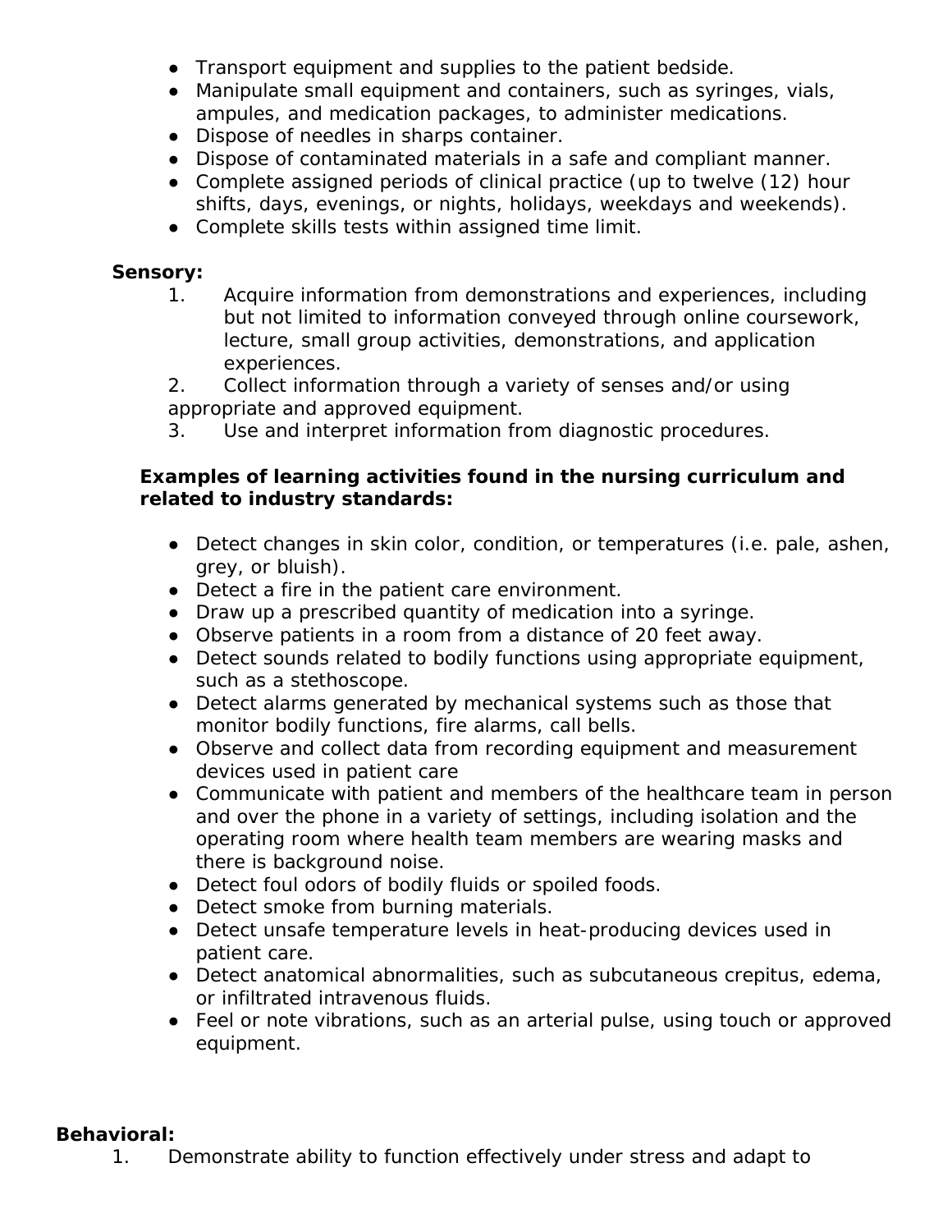- Transport equipment and supplies to the patient bedside.
- Manipulate small equipment and containers, such as syringes, vials, ampules, and medication packages, to administer medications.
- Dispose of needles in sharps container.
- Dispose of contaminated materials in a safe and compliant manner.
- Complete assigned periods of clinical practice (up to twelve (12) hour shifts, days, evenings, or nights, holidays, weekdays and weekends).
- Complete skills tests within assigned time limit.

**Sensory:**

1. Acquire information from demonstrations and experiences, including but not limited to information conveyed through online coursework, lecture, small group activities, demonstrations, and application experiences.
2. Collect information through a variety of senses and/or using appropriate and approved equipment.
3. Use and interpret information from diagnostic procedures.

**Examples of learning activities found in the nursing curriculum and related to industry standards:**

- Detect changes in skin color, condition, or temperatures (i.e. pale, ashen, grey, or bluish).
- Detect a fire in the patient care environment.
- Draw up a prescribed quantity of medication into a syringe.
- Observe patients in a room from a distance of 20 feet away.
- Detect sounds related to bodily functions using appropriate equipment, such as a stethoscope.
- Detect alarms generated by mechanical systems such as those that monitor bodily functions, fire alarms, call bells.
- Observe and collect data from recording equipment and measurement devices used in patient care
- Communicate with patient and members of the healthcare team in person and over the phone in a variety of settings, including isolation and the operating room where health team members are wearing masks and there is background noise.
- Detect foul odors of bodily fluids or spoiled foods.
- Detect smoke from burning materials.
- Detect unsafe temperature levels in heat-producing devices used in patient care.
- Detect anatomical abnormalities, such as subcutaneous crepitus, edema, or infiltrated intravenous fluids.
- Feel or note vibrations, such as an arterial pulse, using touch or approved equipment.

**Behavioral:**

1. Demonstrate ability to function effectively under stress and adapt to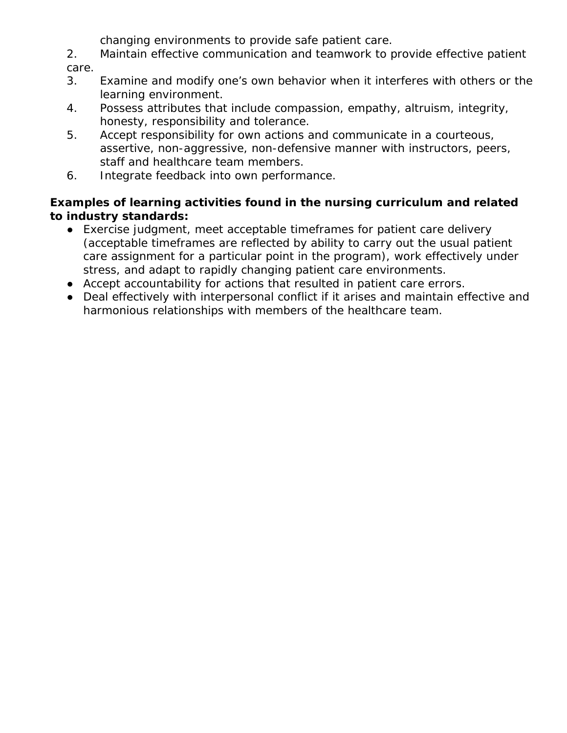changing environments to provide safe patient care.

2. Maintain effective communication and teamwork to provide effective patient care.
3. Examine and modify one's own behavior when it interferes with others or the learning environment.
4. Possess attributes that include compassion, empathy, altruism, integrity, honesty, responsibility and tolerance.
5. Accept responsibility for own actions and communicate in a courteous, assertive, non-aggressive, non-defensive manner with instructors, peers, staff and healthcare team members.
6. Integrate feedback into own performance.

**Examples of learning activities found in the nursing curriculum and related to industry standards:**

- Exercise judgment, meet acceptable timeframes for patient care delivery (acceptable timeframes are reflected by ability to carry out the usual patient care assignment for a particular point in the program), work effectively under stress, and adapt to rapidly changing patient care environments.
- Accept accountability for actions that resulted in patient care errors.
- Deal effectively with interpersonal conflict if it arises and maintain effective and harmonious relationships with members of the healthcare team.